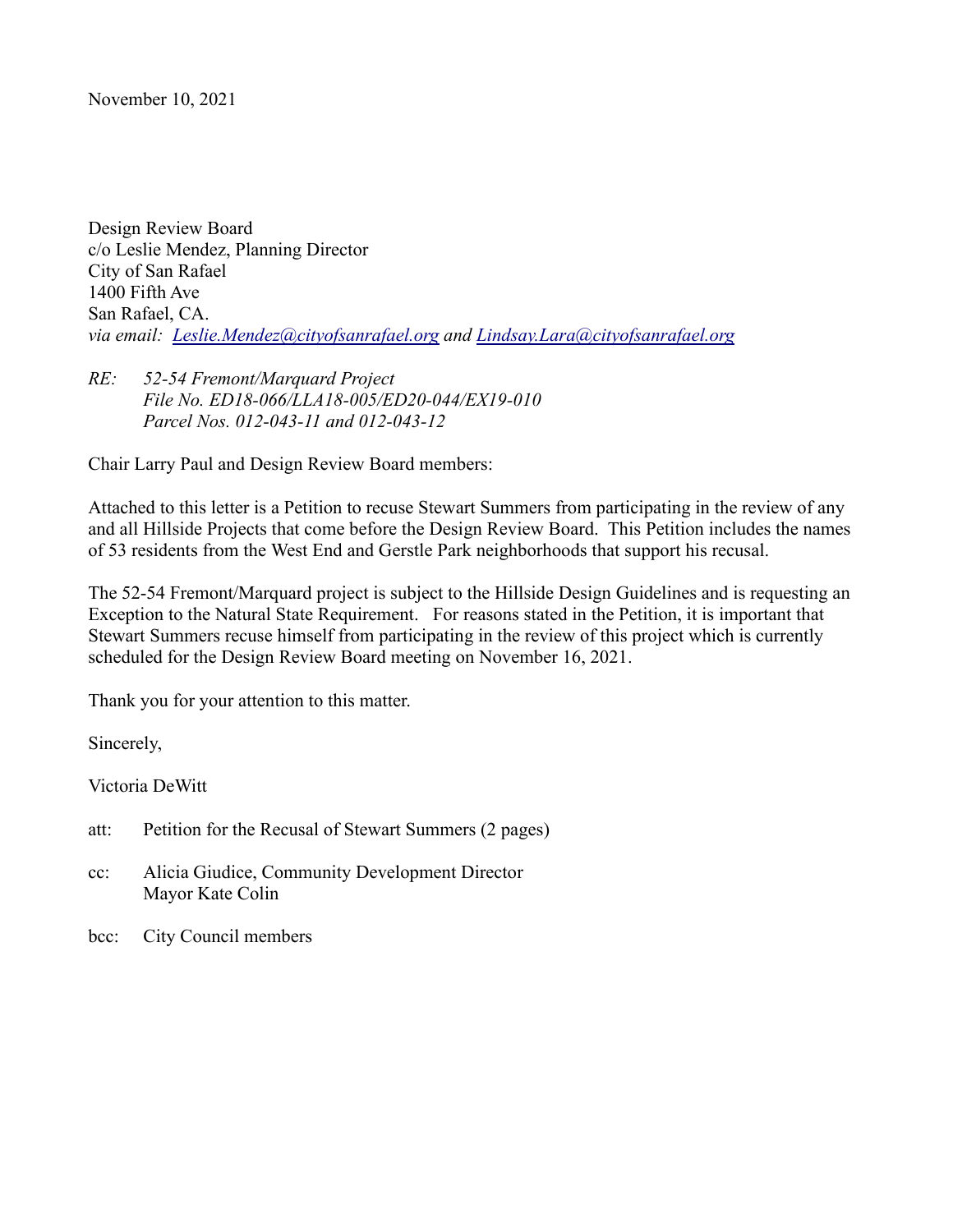November 10, 2021

Design Review Board
c/o Leslie Mendez, Planning Director
City of San Rafael
1400 Fifth Ave
San Rafael, CA.
*via email: [Leslie.Mendez@cityofsanrafael.org](mailto:Leslie.Mendez@cityofsanrafael.org) and [Lindsay.Lara@cityofsanrafael.org](mailto:Lindsay.Lara@cityofsanrafael.org)*

*RE: 52-54 Fremont/Marquard Project*
*File No. ED18-066/LLA18-005/ED20-044/EX19-010*
*Parcel Nos. 012-043-11 and 012-043-12*

Chair Larry Paul and Design Review Board members:

Attached to this letter is a Petition to recuse Stewart Summers from participating in the review of any and all Hillside Projects that come before the Design Review Board. This Petition includes the names of 53 residents from the West End and Gerstle Park neighborhoods that support his recusal.

The 52-54 Fremont/Marquard project is subject to the Hillside Design Guidelines and is requesting an Exception to the Natural State Requirement. For reasons stated in the Petition, it is important that Stewart Summers recuse himself from participating in the review of this project which is currently scheduled for the Design Review Board meeting on November 16, 2021.

Thank you for your attention to this matter.

Sincerely,

Victoria DeWitt

att: Petition for the Recusal of Stewart Summers (2 pages)

cc: Alicia Giudice, Community Development Director
Mayor Kate Colin

bcc: City Council members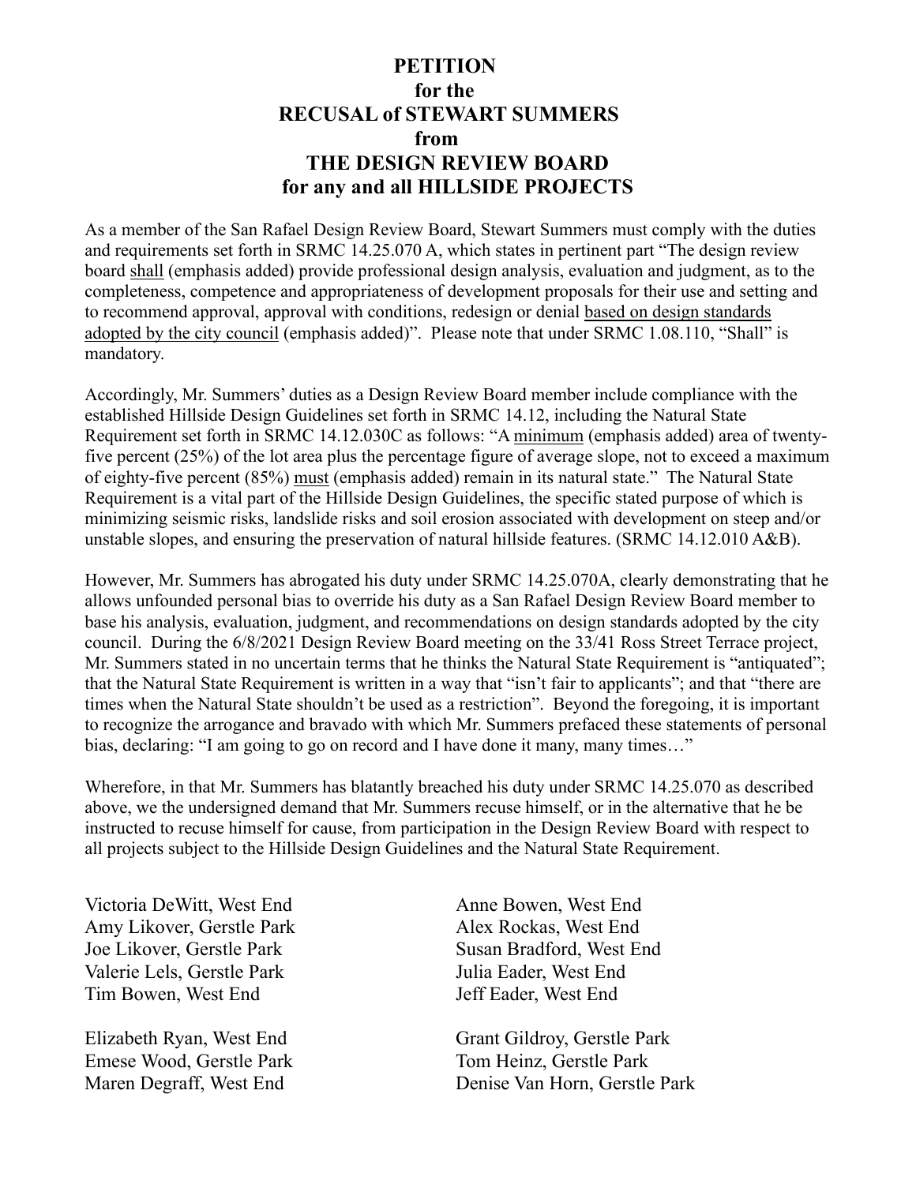# PETITION
# for the
# RECUSAL of STEWART SUMMERS
# from
# THE DESIGN REVIEW BOARD
# for any and all HILLSIDE PROJECTS

As a member of the San Rafael Design Review Board, Stewart Summers must comply with the duties and requirements set forth in SRMC 14.25.070 A, which states in pertinent part "The design review board shall (emphasis added) provide professional design analysis, evaluation and judgment, as to the completeness, competence and appropriateness of development proposals for their use and setting and to recommend approval, approval with conditions, redesign or denial based on design standards adopted by the city council (emphasis added)". Please note that under SRMC 1.08.110, "Shall" is mandatory.

Accordingly, Mr. Summers' duties as a Design Review Board member include compliance with the established Hillside Design Guidelines set forth in SRMC 14.12, including the Natural State Requirement set forth in SRMC 14.12.030C as follows: "A minimum (emphasis added) area of twenty-five percent (25%) of the lot area plus the percentage figure of average slope, not to exceed a maximum of eighty-five percent (85%) must (emphasis added) remain in its natural state." The Natural State Requirement is a vital part of the Hillside Design Guidelines, the specific stated purpose of which is minimizing seismic risks, landslide risks and soil erosion associated with development on steep and/or unstable slopes, and ensuring the preservation of natural hillside features. (SRMC 14.12.010 A&B).

However, Mr. Summers has abrogated his duty under SRMC 14.25.070A, clearly demonstrating that he allows unfounded personal bias to override his duty as a San Rafael Design Review Board member to base his analysis, evaluation, judgment, and recommendations on design standards adopted by the city council. During the 6/8/2021 Design Review Board meeting on the 33/41 Ross Street Terrace project, Mr. Summers stated in no uncertain terms that he thinks the Natural State Requirement is "antiquated"; that the Natural State Requirement is written in a way that "isn't fair to applicants"; and that "there are times when the Natural State shouldn't be used as a restriction". Beyond the foregoing, it is important to recognize the arrogance and bravado with which Mr. Summers prefaced these statements of personal bias, declaring: "I am going to go on record and I have done it many, many times…"

Wherefore, in that Mr. Summers has blatantly breached his duty under SRMC 14.25.070 as described above, we the undersigned demand that Mr. Summers recuse himself, or in the alternative that he be instructed to recuse himself for cause, from participation in the Design Review Board with respect to all projects subject to the Hillside Design Guidelines and the Natural State Requirement.

Victoria DeWitt, West End
Amy Likover, Gerstle Park
Joe Likover, Gerstle Park
Valerie Lels, Gerstle Park
Tim Bowen, West End

Elizabeth Ryan, West End
Emese Wood, Gerstle Park
Maren Degraff, West End

Anne Bowen, West End
Alex Rockas, West End
Susan Bradford, West End
Julia Eader, West End
Jeff Eader, West End

Grant Gildroy, Gerstle Park
Tom Heinz, Gerstle Park
Denise Van Horn, Gerstle Park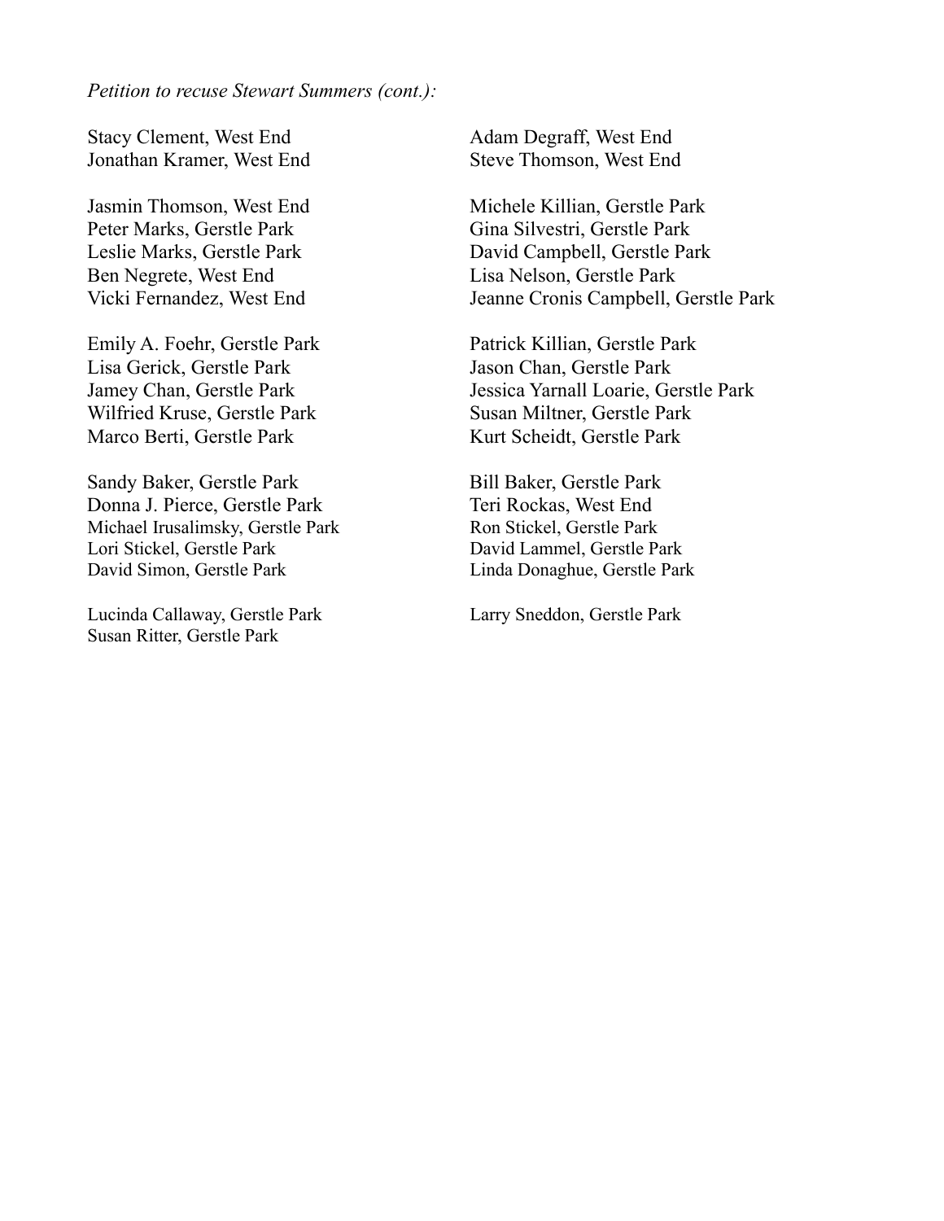*Petition to recuse Stewart Summers (cont.):*

Stacy Clement, West End
Jonathan Kramer, West End

Adam Degraff, West End
Steve Thomson, West End

Jasmin Thomson, West End
Peter Marks, Gerstle Park
Leslie Marks, Gerstle Park
Ben Negrete, West End
Vicki Fernandez, West End

Michele Killian, Gerstle Park
Gina Silvestri, Gerstle Park
David Campbell, Gerstle Park
Lisa Nelson, Gerstle Park
Jeanne Cronis Campbell, Gerstle Park

Emily A. Foehr, Gerstle Park
Lisa Gerick, Gerstle Park
Jamey Chan, Gerstle Park
Wilfried Kruse, Gerstle Park
Marco Berti, Gerstle Park

Patrick Killian, Gerstle Park
Jason Chan, Gerstle Park
Jessica Yarnall Loarie, Gerstle Park
Susan Miltner, Gerstle Park
Kurt Scheidt, Gerstle Park

Sandy Baker, Gerstle Park
Donna J. Pierce, Gerstle Park
Michael Irusalimsky, Gerstle Park
Lori Stickel, Gerstle Park
David Simon, Gerstle Park

Bill Baker, Gerstle Park
Teri Rockas, West End
Ron Stickel, Gerstle Park
David Lammel, Gerstle Park
Linda Donaghue, Gerstle Park

Lucinda Callaway, Gerstle Park
Susan Ritter, Gerstle Park

Larry Sneddon, Gerstle Park